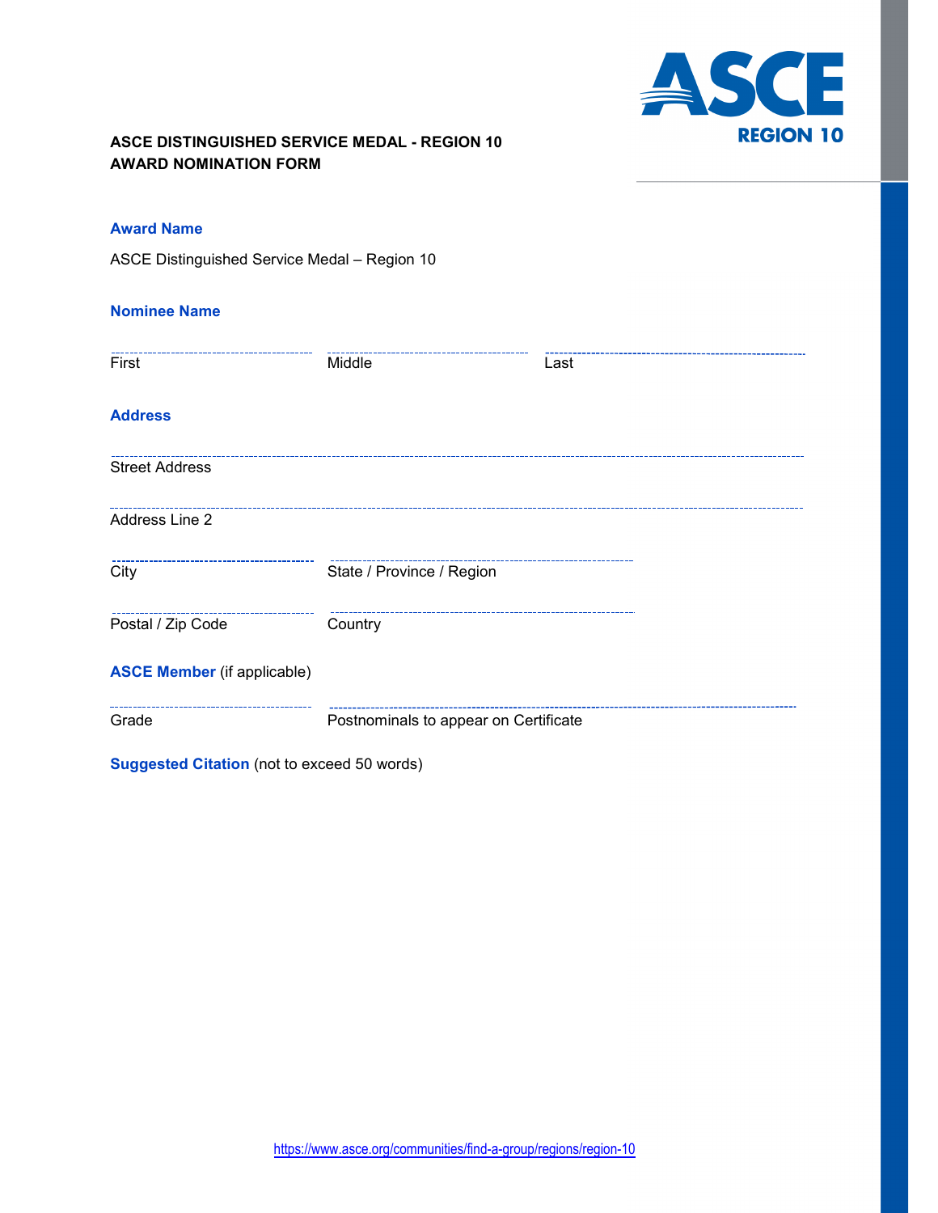ASCE
REGION 10

# ASCE DISTINGUISHED SERVICE MEDAL - REGION 10
# AWARD NOMINATION FORM

**Award Name**

ASCE Distinguished Service Medal – Region 10

**Nominee Name**

First | Middle | Last

**Address**

Street Address

Address Line 2

City | State / Province / Region

Postal / Zip Code | Country

**ASCE Member** (if applicable)

Grade | Postnominals to appear on Certificate

**Suggested Citation** (not to exceed 50 words)

https://www.asce.org/communities/find-a-group/regions/region-10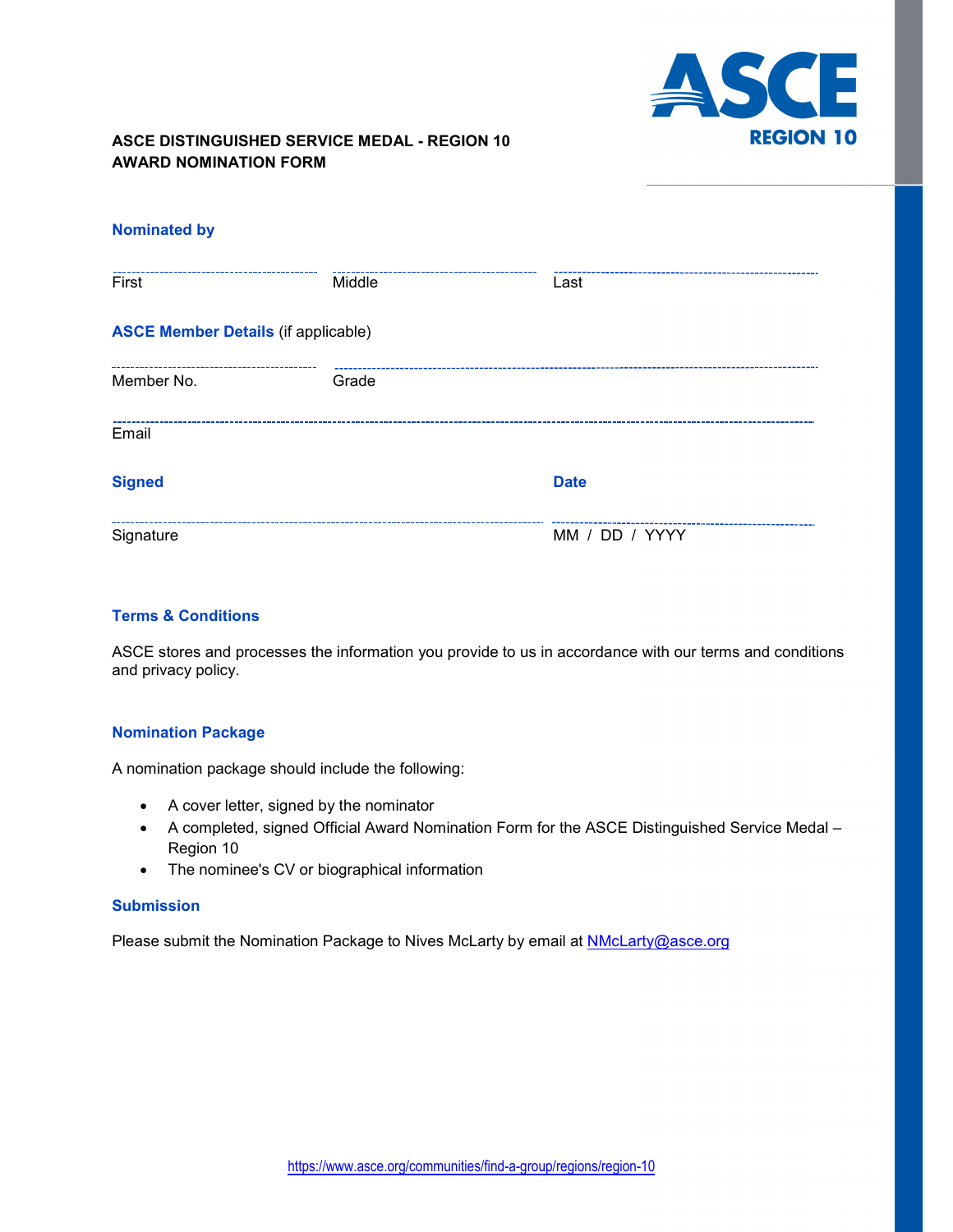**ASCE DISTINGUISHED SERVICE MEDAL - REGION 10**
**AWARD NOMINATION FORM**

### Nominated by

| | | |
|---|---|---|
| First | Middle | Last |

### ASCE Member Details (if applicable)

| | |
|---|---|
| Member No. | Grade |

Email

| | |
|---|---|
| **Signed** | **Date** |
| Signature | MM / DD / YYYY |

### Terms & Conditions

ASCE stores and processes the information you provide to us in accordance with our terms and conditions and privacy policy.

### Nomination Package

A nomination package should include the following:

- A cover letter, signed by the nominator
- A completed, signed Official Award Nomination Form for the ASCE Distinguished Service Medal – Region 10
- The nominee's CV or biographical information

### Submission

Please submit the Nomination Package to Nives McLarty by email at NMcLarty@asce.org

https://www.asce.org/communities/find-a-group/regions/region-10